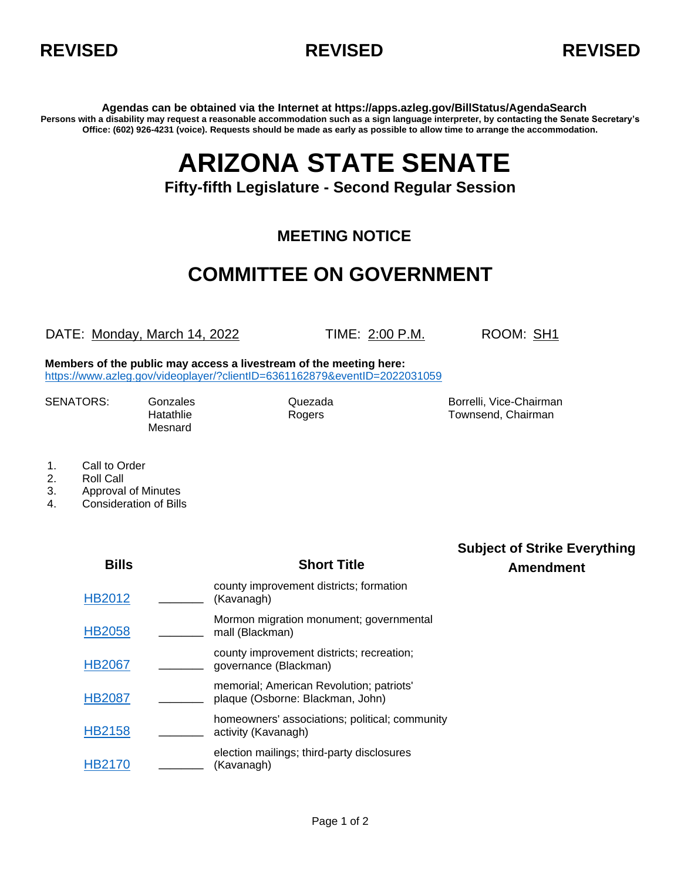**REVISED** **REVISED** **REVISED**

**Agendas can be obtained via the Internet at https://apps.azleg.gov/BillStatus/AgendaSearch**

**Persons with a disability may request a reasonable accommodation such as a sign language interpreter, by contacting the Senate Secretary's Office: (602) 926-4231 (voice). Requests should be made as early as possible to allow time to arrange the accommodation.**

# ARIZONA STATE SENATE

### Fifty-fifth Legislature - Second Regular Session

## MEETING NOTICE

# COMMITTEE ON GOVERNMENT

DATE: Monday, March 14, 2022 TIME: 2:00 P.M. ROOM: SH1

**Members of the public may access a livestream of the meeting here:**
https://www.azleg.gov/videoplayer/?clientID=6361162879&eventID=2022031059

SENATORS: Gonzales, Hatathlie, Mesnard, Quezada, Rogers, Borrelli, Vice-Chairman, Townsend, Chairman

1. Call to Order
2. Roll Call
3. Approval of Minutes
4. Consideration of Bills

| Bills | | Short Title | Subject of Strike Everything Amendment |
|---|---|---|---|
| HB2012 | _______ | county improvement districts; formation (Kavanagh) | |
| HB2058 | _______ | Mormon migration monument; governmental mall (Blackman) | |
| HB2067 | _______ | county improvement districts; recreation; governance (Blackman) | |
| HB2087 | _______ | memorial; American Revolution; patriots' plaque (Osborne: Blackman, John) | |
| HB2158 | _______ | homeowners' associations; political; community activity (Kavanagh) | |
| HB2170 | _______ | election mailings; third-party disclosures (Kavanagh) | |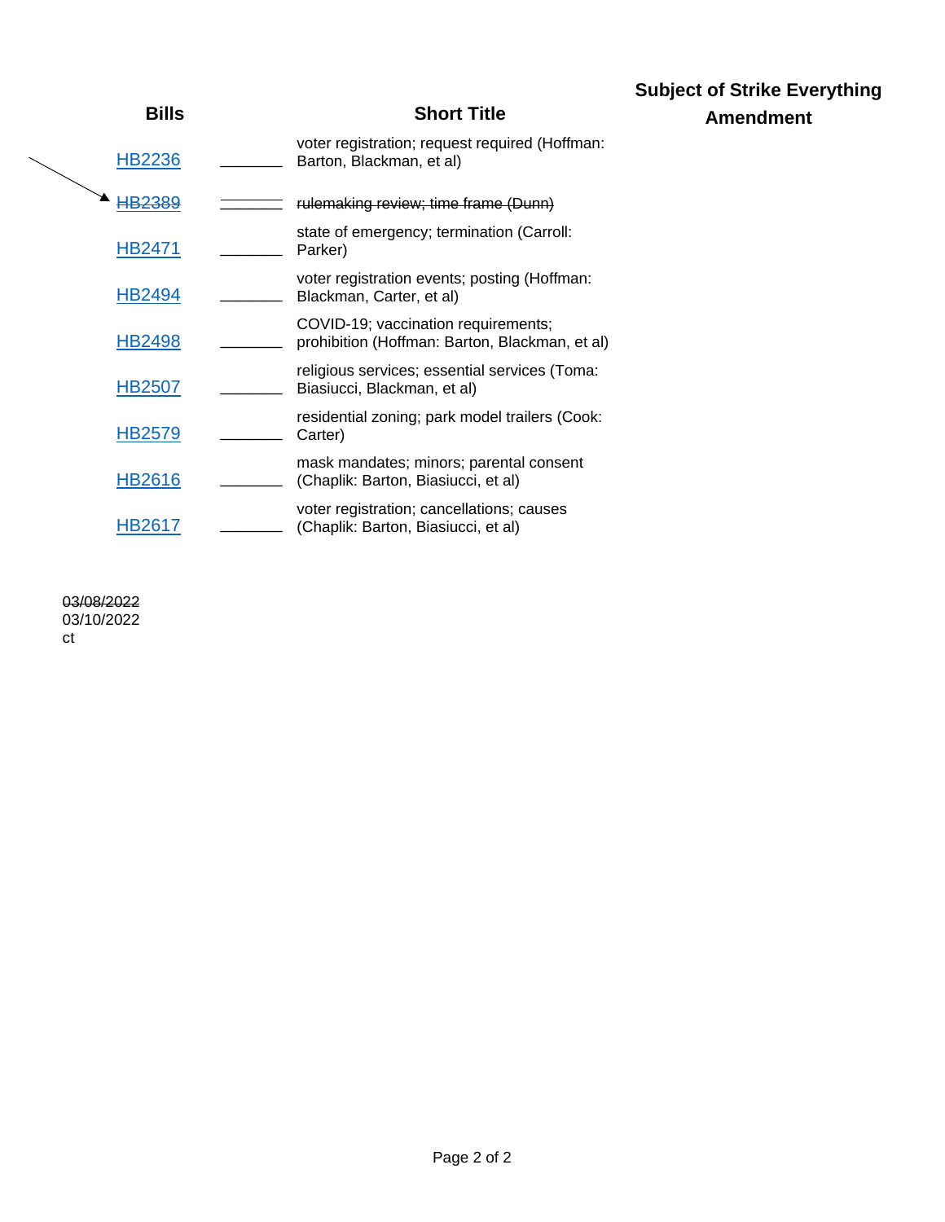| Bills | | Short Title | Subject of Strike Everything Amendment |
|---|---|---|---|
| HB2236 | _______ | voter registration; request required (Hoffman: Barton, Blackman, et al) | |
| ~~HB2389~~ | ~~_______~~ | ~~rulemaking review; time frame (Dunn)~~ | |
| HB2471 | _______ | state of emergency; termination (Carroll: Parker) | |
| HB2494 | _______ | voter registration events; posting (Hoffman: Blackman, Carter, et al) | |
| HB2498 | _______ | COVID-19; vaccination requirements; prohibition (Hoffman: Barton, Blackman, et al) | |
| HB2507 | _______ | religious services; essential services (Toma: Biasiucci, Blackman, et al) | |
| HB2579 | _______ | residential zoning; park model trailers (Cook: Carter) | |
| HB2616 | _______ | mask mandates; minors; parental consent (Chaplik: Barton, Biasiucci, et al) | |
| HB2617 | _______ | voter registration; cancellations; causes (Chaplik: Barton, Biasiucci, et al) | |

~~03/08/2022~~
03/10/2022
ct